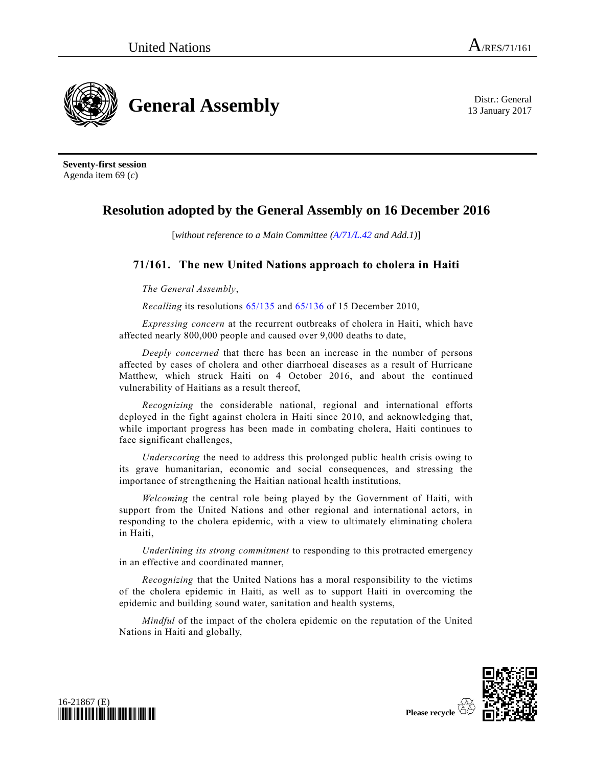United Nations A/RES/71/161

# General Assembly

Distr.: General
13 January 2017

**Seventy-first session**
Agenda item 69 (*c*)

## Resolution adopted by the General Assembly on 16 December 2016

[*without reference to a Main Committee (A/71/L.42 and Add.1)*]

### 71/161. The new United Nations approach to cholera in Haiti

*The General Assembly*,

*Recalling* its resolutions 65/135 and 65/136 of 15 December 2010,

*Expressing concern* at the recurrent outbreaks of cholera in Haiti, which have affected nearly 800,000 people and caused over 9,000 deaths to date,

*Deeply concerned* that there has been an increase in the number of persons affected by cases of cholera and other diarrhoeal diseases as a result of Hurricane Matthew, which struck Haiti on 4 October 2016, and about the continued vulnerability of Haitians as a result thereof,

*Recognizing* the considerable national, regional and international efforts deployed in the fight against cholera in Haiti since 2010, and acknowledging that, while important progress has been made in combating cholera, Haiti continues to face significant challenges,

*Underscoring* the need to address this prolonged public health crisis owing to its grave humanitarian, economic and social consequences, and stressing the importance of strengthening the Haitian national health institutions,

*Welcoming* the central role being played by the Government of Haiti, with support from the United Nations and other regional and international actors, in responding to the cholera epidemic, with a view to ultimately eliminating cholera in Haiti,

*Underlining its strong commitment* to responding to this protracted emergency in an effective and coordinated manner,

*Recognizing* that the United Nations has a moral responsibility to the victims of the cholera epidemic in Haiti, as well as to support Haiti in overcoming the epidemic and building sound water, sanitation and health systems,

*Mindful* of the impact of the cholera epidemic on the reputation of the United Nations in Haiti and globally,

16-21867 (E)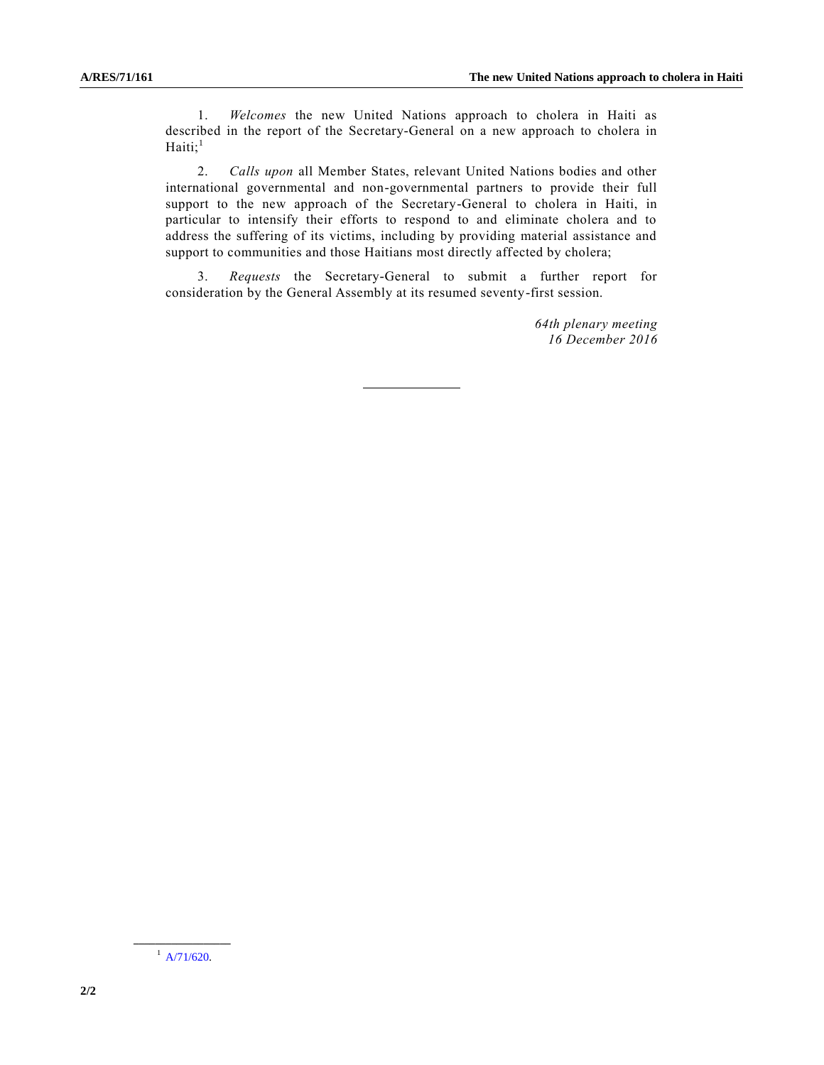1. *Welcomes* the new United Nations approach to cholera in Haiti as described in the report of the Secretary-General on a new approach to cholera in Haiti;[1]

2. *Calls upon* all Member States, relevant United Nations bodies and other international governmental and non-governmental partners to provide their full support to the new approach of the Secretary-General to cholera in Haiti, in particular to intensify their efforts to respond to and eliminate cholera and to address the suffering of its victims, including by providing material assistance and support to communities and those Haitians most directly affected by cholera;

3. *Requests* the Secretary-General to submit a further report for consideration by the General Assembly at its resumed seventy-first session.

*64th plenary meeting*
*16 December 2016*

---

[1] A/71/620.